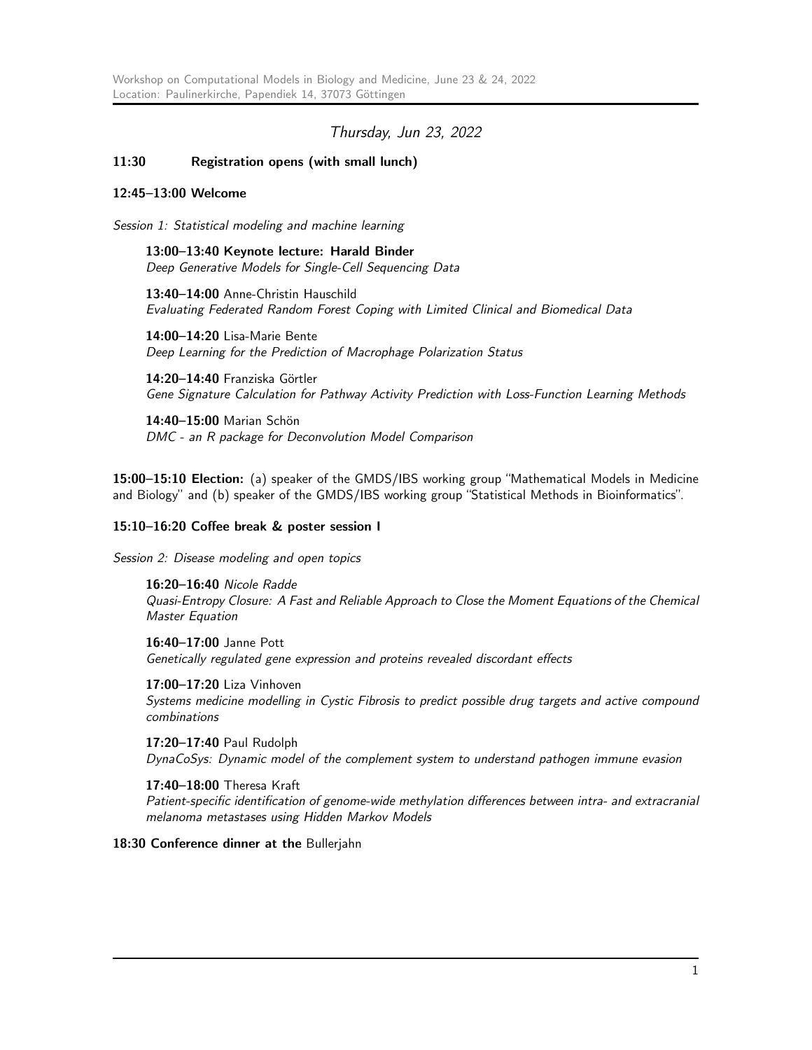## Thursday, Jun 23, 2022

**11:30 Registration opens (with small lunch)**

**12:45–13:00 Welcome**

*Session 1: Statistical modeling and machine learning*

**13:00–13:40 Keynote lecture: Harald Binder**
*Deep Generative Models for Single-Cell Sequencing Data*

**13:40–14:00** Anne-Christin Hauschild
*Evaluating Federated Random Forest Coping with Limited Clinical and Biomedical Data*

**14:00–14:20** Lisa-Marie Bente
*Deep Learning for the Prediction of Macrophage Polarization Status*

**14:20–14:40** Franziska Görtler
*Gene Signature Calculation for Pathway Activity Prediction with Loss-Function Learning Methods*

**14:40–15:00** Marian Schön
*DMC - an R package for Deconvolution Model Comparison*

**15:00–15:10 Election:** (a) speaker of the GMDS/IBS working group "Mathematical Models in Medicine and Biology" and (b) speaker of the GMDS/IBS working group "Statistical Methods in Bioinformatics".

**15:10–16:20 Coffee break & poster session I**

*Session 2: Disease modeling and open topics*

**16:20–16:40** *Nicole Radde*
*Quasi-Entropy Closure: A Fast and Reliable Approach to Close the Moment Equations of the Chemical Master Equation*

**16:40–17:00** Janne Pott
*Genetically regulated gene expression and proteins revealed discordant effects*

**17:00–17:20** Liza Vinhoven
*Systems medicine modelling in Cystic Fibrosis to predict possible drug targets and active compound combinations*

**17:20–17:40** Paul Rudolph
*DynaCoSys: Dynamic model of the complement system to understand pathogen immune evasion*

**17:40–18:00** Theresa Kraft
*Patient-specific identification of genome-wide methylation differences between intra- and extracranial melanoma metastases using Hidden Markov Models*

**18:30 Conference dinner at the** Bullerjahn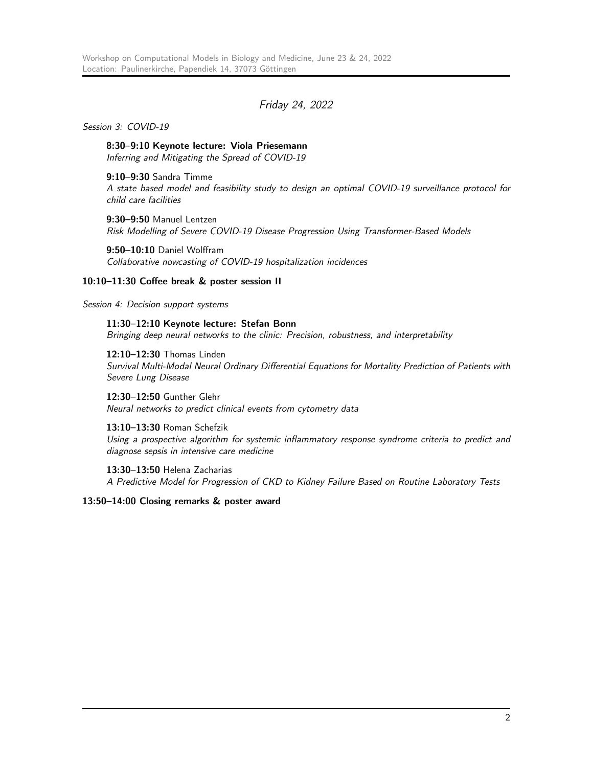## *Friday 24, 2022*

*Session 3: COVID-19*

**8:30–9:10 Keynote lecture: Viola Priesemann**
*Inferring and Mitigating the Spread of COVID-19*

**9:10–9:30** Sandra Timme
*A state based model and feasibility study to design an optimal COVID-19 surveillance protocol for child care facilities*

**9:30–9:50** Manuel Lentzen
*Risk Modelling of Severe COVID-19 Disease Progression Using Transformer-Based Models*

**9:50–10:10** Daniel Wolffram
*Collaborative nowcasting of COVID-19 hospitalization incidences*

**10:10–11:30 Coffee break & poster session II**

*Session 4: Decision support systems*

**11:30–12:10 Keynote lecture: Stefan Bonn**
*Bringing deep neural networks to the clinic: Precision, robustness, and interpretability*

**12:10–12:30** Thomas Linden
*Survival Multi-Modal Neural Ordinary Differential Equations for Mortality Prediction of Patients with Severe Lung Disease*

**12:30–12:50** Gunther Glehr
*Neural networks to predict clinical events from cytometry data*

**13:10–13:30** Roman Schefzik
*Using a prospective algorithm for systemic inflammatory response syndrome criteria to predict and diagnose sepsis in intensive care medicine*

**13:30–13:50** Helena Zacharias
*A Predictive Model for Progression of CKD to Kidney Failure Based on Routine Laboratory Tests*

**13:50–14:00 Closing remarks & poster award**